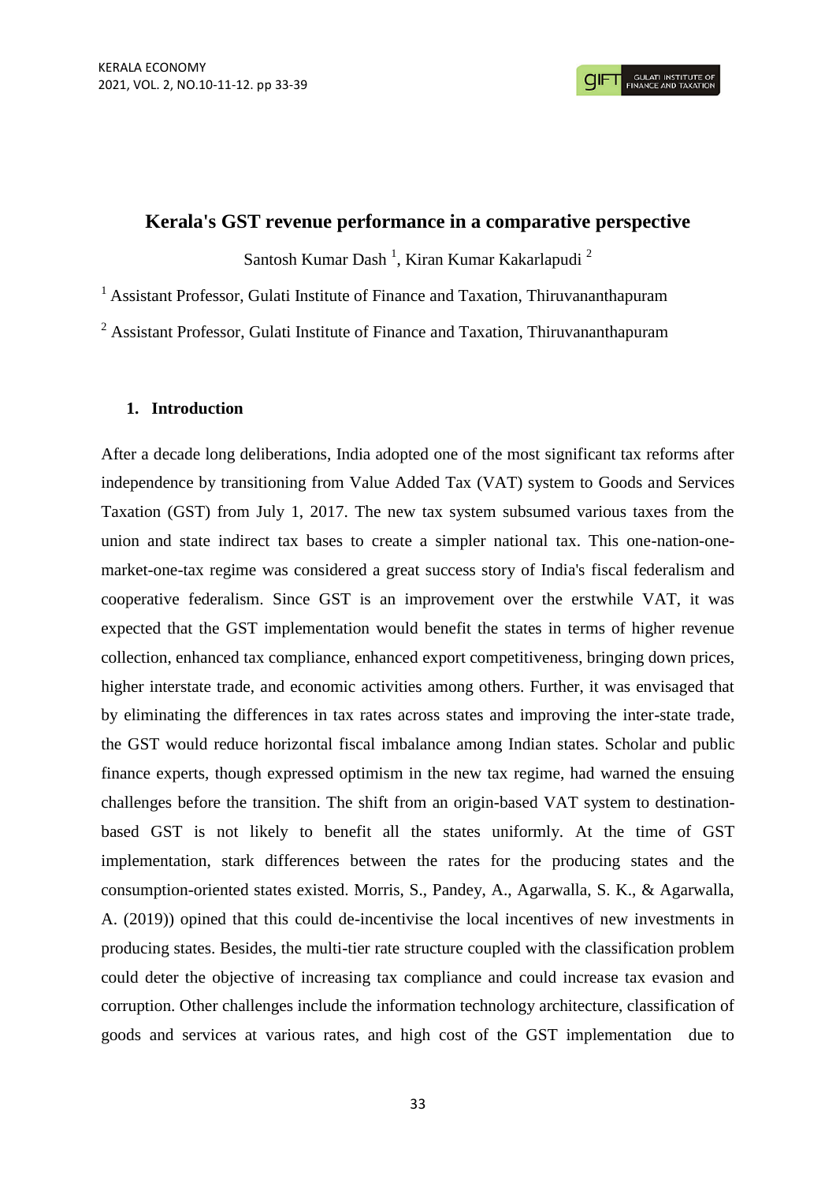# Kerala's GST revenue performance in a comparative perspective

Santosh Kumar Dash [1], Kiran Kumar Kakarlapudi [2]

[1] Assistant Professor, Gulati Institute of Finance and Taxation, Thiruvananthapuram

[2] Assistant Professor, Gulati Institute of Finance and Taxation, Thiruvananthapuram

## 1. Introduction

After a decade long deliberations, India adopted one of the most significant tax reforms after independence by transitioning from Value Added Tax (VAT) system to Goods and Services Taxation (GST) from July 1, 2017. The new tax system subsumed various taxes from the union and state indirect tax bases to create a simpler national tax. This one-nation-one-market-one-tax regime was considered a great success story of India's fiscal federalism and cooperative federalism. Since GST is an improvement over the erstwhile VAT, it was expected that the GST implementation would benefit the states in terms of higher revenue collection, enhanced tax compliance, enhanced export competitiveness, bringing down prices, higher interstate trade, and economic activities among others. Further, it was envisaged that by eliminating the differences in tax rates across states and improving the inter-state trade, the GST would reduce horizontal fiscal imbalance among Indian states. Scholar and public finance experts, though expressed optimism in the new tax regime, had warned the ensuing challenges before the transition. The shift from an origin-based VAT system to destination-based GST is not likely to benefit all the states uniformly. At the time of GST implementation, stark differences between the rates for the producing states and the consumption-oriented states existed. Morris, S., Pandey, A., Agarwalla, S. K., & Agarwalla, A. (2019)) opined that this could de-incentivise the local incentives of new investments in producing states. Besides, the multi-tier rate structure coupled with the classification problem could deter the objective of increasing tax compliance and could increase tax evasion and corruption. Other challenges include the information technology architecture, classification of goods and services at various rates, and high cost of the GST implementation due to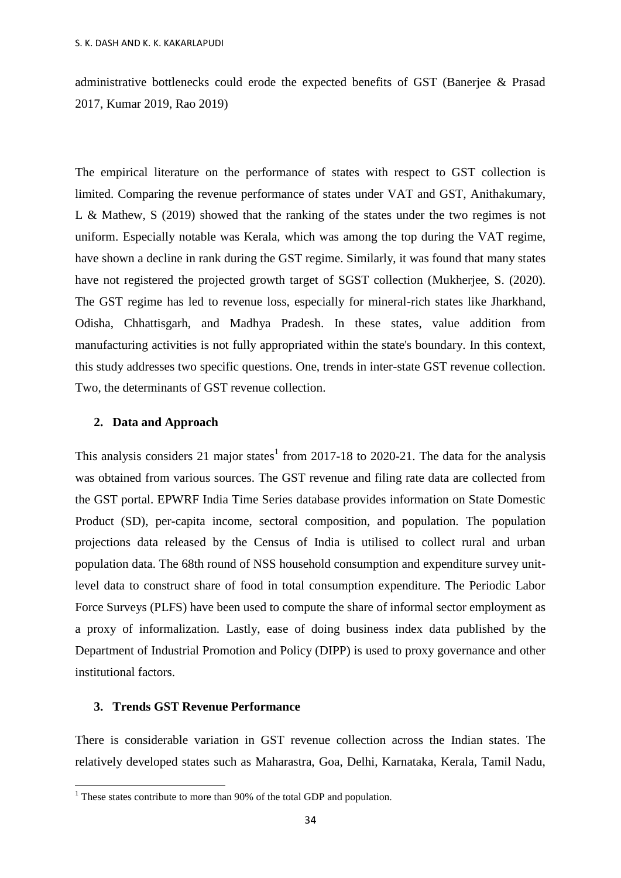administrative bottlenecks could erode the expected benefits of GST (Banerjee & Prasad 2017, Kumar 2019, Rao 2019)

The empirical literature on the performance of states with respect to GST collection is limited. Comparing the revenue performance of states under VAT and GST, Anithakumary, L & Mathew, S (2019) showed that the ranking of the states under the two regimes is not uniform. Especially notable was Kerala, which was among the top during the VAT regime, have shown a decline in rank during the GST regime. Similarly, it was found that many states have not registered the projected growth target of SGST collection (Mukherjee, S. (2020). The GST regime has led to revenue loss, especially for mineral-rich states like Jharkhand, Odisha, Chhattisgarh, and Madhya Pradesh. In these states, value addition from manufacturing activities is not fully appropriated within the state's boundary. In this context, this study addresses two specific questions. One, trends in inter-state GST revenue collection. Two, the determinants of GST revenue collection.

## 2. Data and Approach

This analysis considers 21 major states[1] from 2017-18 to 2020-21. The data for the analysis was obtained from various sources. The GST revenue and filing rate data are collected from the GST portal. EPWRF India Time Series database provides information on State Domestic Product (SD), per-capita income, sectoral composition, and population. The population projections data released by the Census of India is utilised to collect rural and urban population data. The 68th round of NSS household consumption and expenditure survey unit-level data to construct share of food in total consumption expenditure. The Periodic Labor Force Surveys (PLFS) have been used to compute the share of informal sector employment as a proxy of informalization. Lastly, ease of doing business index data published by the Department of Industrial Promotion and Policy (DIPP) is used to proxy governance and other institutional factors.

## 3. Trends GST Revenue Performance

There is considerable variation in GST revenue collection across the Indian states. The relatively developed states such as Maharastra, Goa, Delhi, Karnataka, Kerala, Tamil Nadu,

[1] These states contribute to more than 90% of the total GDP and population.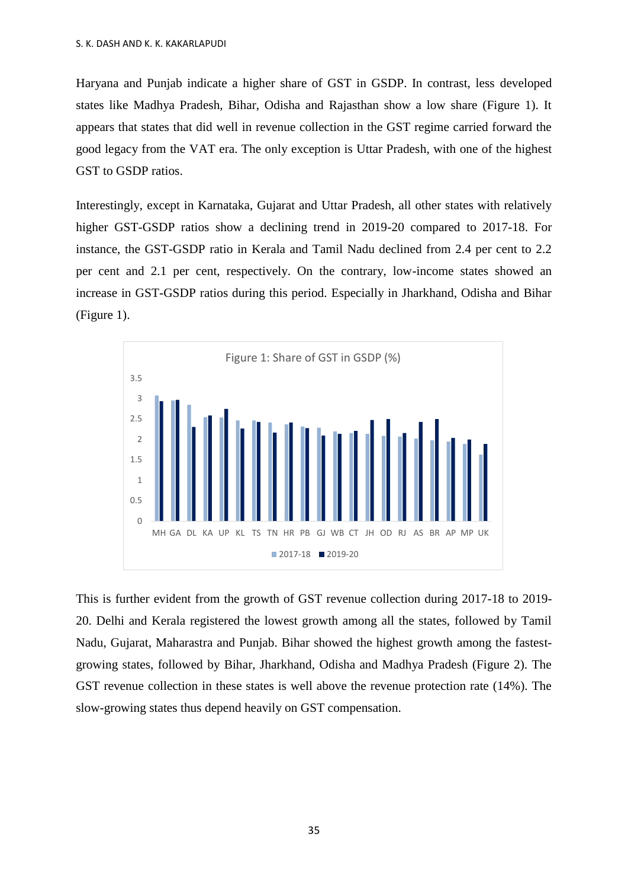Haryana and Punjab indicate a higher share of GST in GSDP. In contrast, less developed states like Madhya Pradesh, Bihar, Odisha and Rajasthan show a low share (Figure 1). It appears that states that did well in revenue collection in the GST regime carried forward the good legacy from the VAT era. The only exception is Uttar Pradesh, with one of the highest GST to GSDP ratios.

Interestingly, except in Karnataka, Gujarat and Uttar Pradesh, all other states with relatively higher GST-GSDP ratios show a declining trend in 2019-20 compared to 2017-18. For instance, the GST-GSDP ratio in Kerala and Tamil Nadu declined from 2.4 per cent to 2.2 per cent and 2.1 per cent, respectively. On the contrary, low-income states showed an increase in GST-GSDP ratios during this period. Especially in Jharkhand, Odisha and Bihar (Figure 1).

Figure 1: Share of GST in GSDP (%)

This is further evident from the growth of GST revenue collection during 2017-18 to 2019-20. Delhi and Kerala registered the lowest growth among all the states, followed by Tamil Nadu, Gujarat, Maharastra and Punjab. Bihar showed the highest growth among the fastest-growing states, followed by Bihar, Jharkhand, Odisha and Madhya Pradesh (Figure 2). The GST revenue collection in these states is well above the revenue protection rate (14%). The slow-growing states thus depend heavily on GST compensation.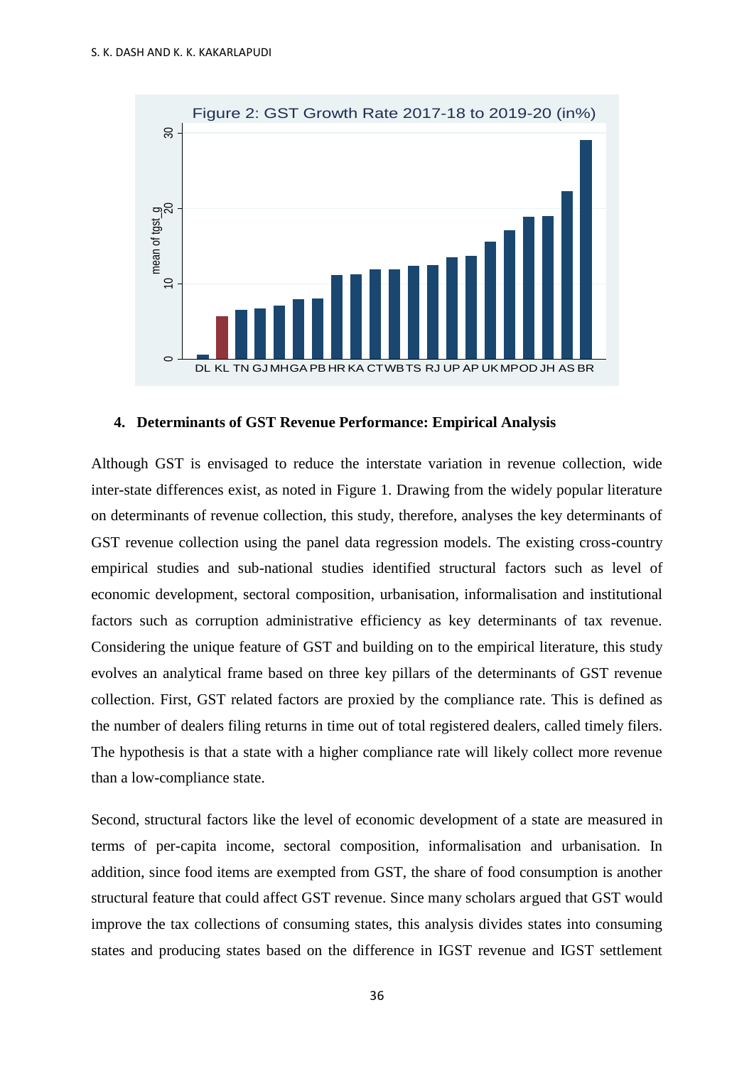Figure 2: GST Growth Rate 2017-18 to 2019-20 (in%)

## 4. Determinants of GST Revenue Performance: Empirical Analysis

Although GST is envisaged to reduce the interstate variation in revenue collection, wide inter-state differences exist, as noted in Figure 1. Drawing from the widely popular literature on determinants of revenue collection, this study, therefore, analyses the key determinants of GST revenue collection using the panel data regression models. The existing cross-country empirical studies and sub-national studies identified structural factors such as level of economic development, sectoral composition, urbanisation, informalisation and institutional factors such as corruption administrative efficiency as key determinants of tax revenue. Considering the unique feature of GST and building on to the empirical literature, this study evolves an analytical frame based on three key pillars of the determinants of GST revenue collection. First, GST related factors are proxied by the compliance rate. This is defined as the number of dealers filing returns in time out of total registered dealers, called timely filers. The hypothesis is that a state with a higher compliance rate will likely collect more revenue than a low-compliance state.

Second, structural factors like the level of economic development of a state are measured in terms of per-capita income, sectoral composition, informalisation and urbanisation. In addition, since food items are exempted from GST, the share of food consumption is another structural feature that could affect GST revenue. Since many scholars argued that GST would improve the tax collections of consuming states, this analysis divides states into consuming states and producing states based on the difference in IGST revenue and IGST settlement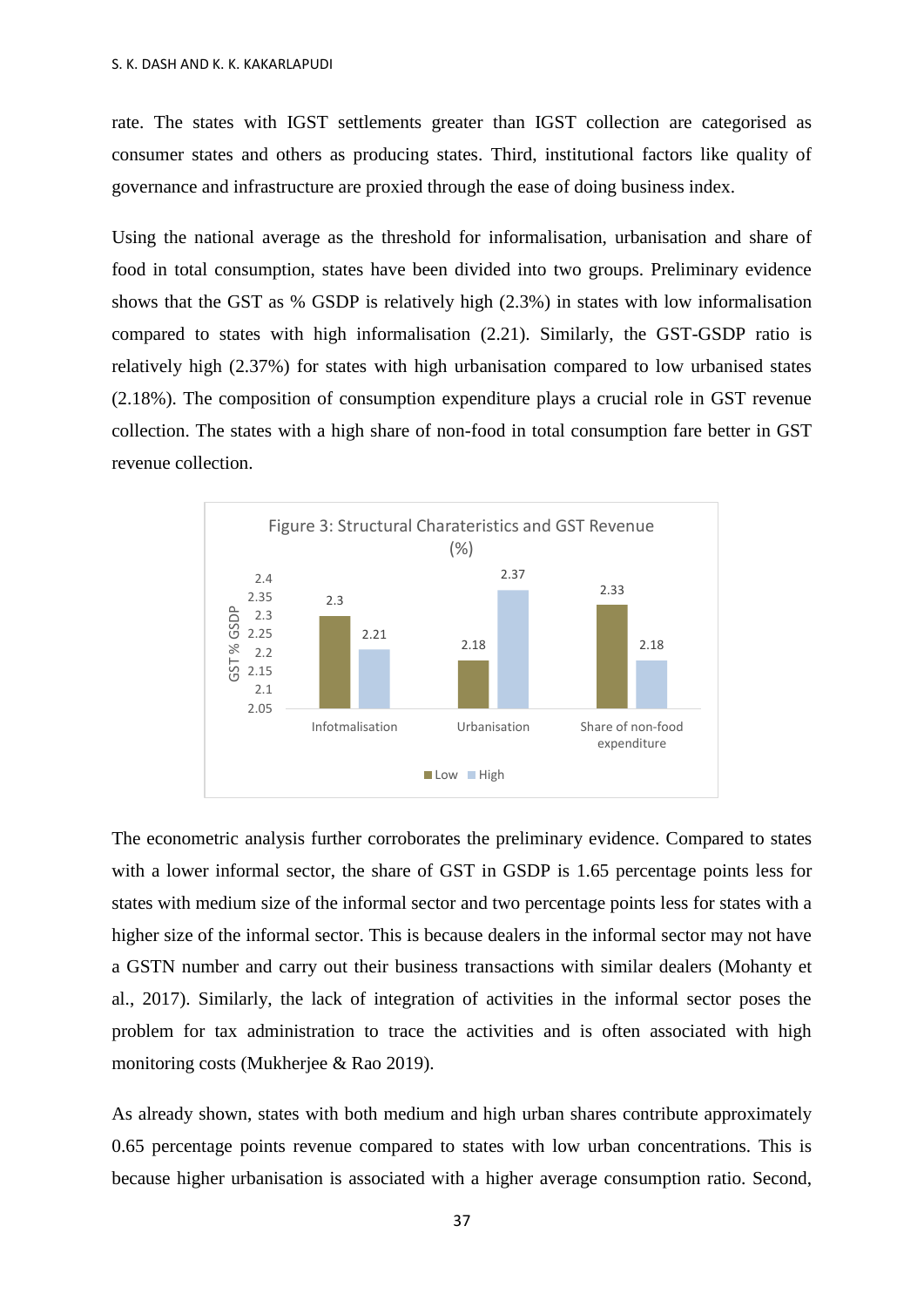rate. The states with IGST settlements greater than IGST collection are categorised as consumer states and others as producing states. Third, institutional factors like quality of governance and infrastructure are proxied through the ease of doing business index.

Using the national average as the threshold for informalisation, urbanisation and share of food in total consumption, states have been divided into two groups. Preliminary evidence shows that the GST as % GSDP is relatively high (2.3%) in states with low informalisation compared to states with high informalisation (2.21). Similarly, the GST-GSDP ratio is relatively high (2.37%) for states with high urbanisation compared to low urbanised states (2.18%). The composition of consumption expenditure plays a crucial role in GST revenue collection. The states with a high share of non-food in total consumption fare better in GST revenue collection.

Figure 3: Structural Charateristics and GST Revenue (%)

| | Low | High |
|---|---|---|
| Infotmalisation | 2.3 | 2.21 |
| Urbanisation | 2.18 | 2.37 |
| Share of non-food expenditure | 2.33 | 2.18 |

The econometric analysis further corroborates the preliminary evidence. Compared to states with a lower informal sector, the share of GST in GSDP is 1.65 percentage points less for states with medium size of the informal sector and two percentage points less for states with a higher size of the informal sector. This is because dealers in the informal sector may not have a GSTN number and carry out their business transactions with similar dealers (Mohanty et al., 2017). Similarly, the lack of integration of activities in the informal sector poses the problem for tax administration to trace the activities and is often associated with high monitoring costs (Mukherjee & Rao 2019).

As already shown, states with both medium and high urban shares contribute approximately 0.65 percentage points revenue compared to states with low urban concentrations. This is because higher urbanisation is associated with a higher average consumption ratio. Second,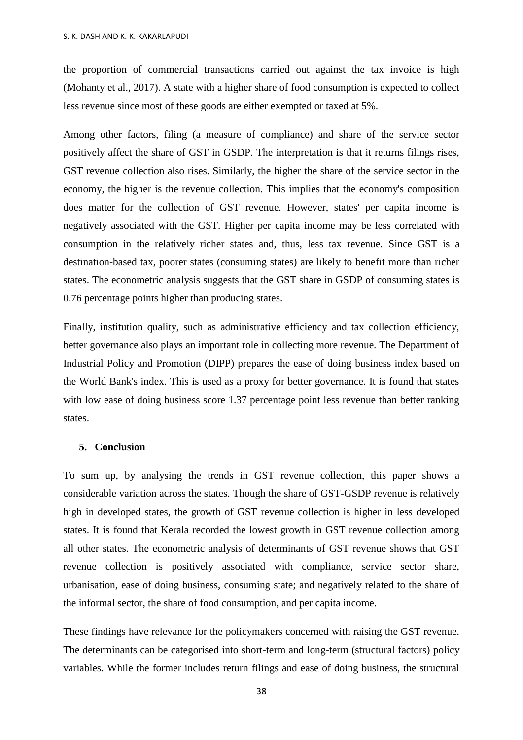the proportion of commercial transactions carried out against the tax invoice is high (Mohanty et al., 2017). A state with a higher share of food consumption is expected to collect less revenue since most of these goods are either exempted or taxed at 5%.

Among other factors, filing (a measure of compliance) and share of the service sector positively affect the share of GST in GSDP. The interpretation is that it returns filings rises, GST revenue collection also rises. Similarly, the higher the share of the service sector in the economy, the higher is the revenue collection. This implies that the economy's composition does matter for the collection of GST revenue. However, states' per capita income is negatively associated with the GST. Higher per capita income may be less correlated with consumption in the relatively richer states and, thus, less tax revenue. Since GST is a destination-based tax, poorer states (consuming states) are likely to benefit more than richer states. The econometric analysis suggests that the GST share in GSDP of consuming states is 0.76 percentage points higher than producing states.

Finally, institution quality, such as administrative efficiency and tax collection efficiency, better governance also plays an important role in collecting more revenue. The Department of Industrial Policy and Promotion (DIPP) prepares the ease of doing business index based on the World Bank's index. This is used as a proxy for better governance. It is found that states with low ease of doing business score 1.37 percentage point less revenue than better ranking states.

## 5. Conclusion

To sum up, by analysing the trends in GST revenue collection, this paper shows a considerable variation across the states. Though the share of GST-GSDP revenue is relatively high in developed states, the growth of GST revenue collection is higher in less developed states. It is found that Kerala recorded the lowest growth in GST revenue collection among all other states. The econometric analysis of determinants of GST revenue shows that GST revenue collection is positively associated with compliance, service sector share, urbanisation, ease of doing business, consuming state; and negatively related to the share of the informal sector, the share of food consumption, and per capita income.

These findings have relevance for the policymakers concerned with raising the GST revenue. The determinants can be categorised into short-term and long-term (structural factors) policy variables. While the former includes return filings and ease of doing business, the structural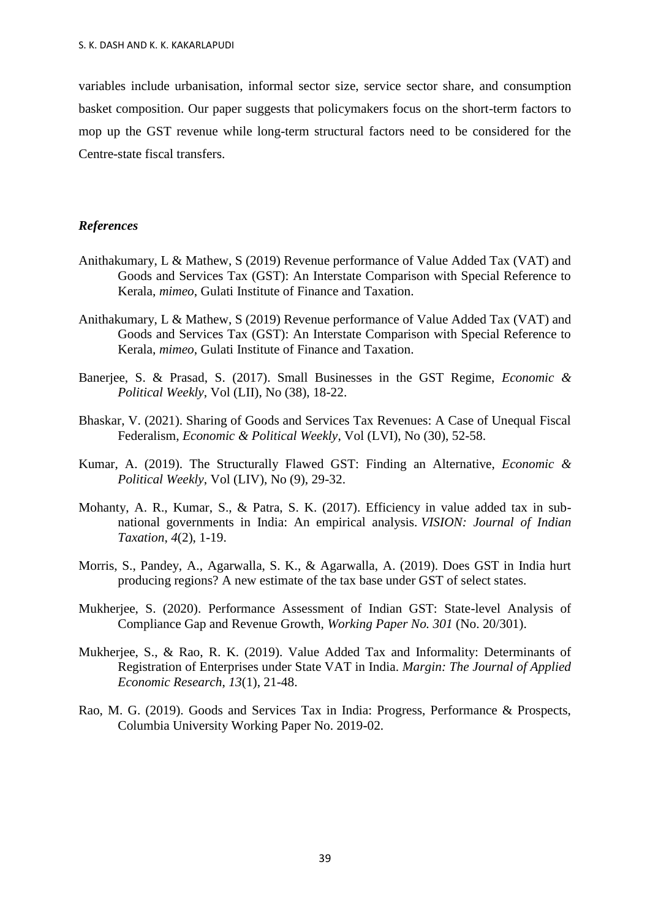variables include urbanisation, informal sector size, service sector share, and consumption basket composition. Our paper suggests that policymakers focus on the short-term factors to mop up the GST revenue while long-term structural factors need to be considered for the Centre-state fiscal transfers.

### *References*

Anithakumary, L & Mathew, S (2019) Revenue performance of Value Added Tax (VAT) and Goods and Services Tax (GST): An Interstate Comparison with Special Reference to Kerala, *mimeo*, Gulati Institute of Finance and Taxation.

Anithakumary, L & Mathew, S (2019) Revenue performance of Value Added Tax (VAT) and Goods and Services Tax (GST): An Interstate Comparison with Special Reference to Kerala, *mimeo*, Gulati Institute of Finance and Taxation.

Banerjee, S. & Prasad, S. (2017). Small Businesses in the GST Regime, *Economic & Political Weekly*, Vol (LII), No (38), 18-22.

Bhaskar, V. (2021). Sharing of Goods and Services Tax Revenues: A Case of Unequal Fiscal Federalism, *Economic & Political Weekly*, Vol (LVI), No (30), 52-58.

Kumar, A. (2019). The Structurally Flawed GST: Finding an Alternative, *Economic & Political Weekly*, Vol (LIV), No (9), 29-32.

Mohanty, A. R., Kumar, S., & Patra, S. K. (2017). Efficiency in value added tax in sub-national governments in India: An empirical analysis. *VISION: Journal of Indian Taxation*, *4*(2), 1-19.

Morris, S., Pandey, A., Agarwalla, S. K., & Agarwalla, A. (2019). Does GST in India hurt producing regions? A new estimate of the tax base under GST of select states.

Mukherjee, S. (2020). Performance Assessment of Indian GST: State-level Analysis of Compliance Gap and Revenue Growth, *Working Paper No. 301* (No. 20/301).

Mukherjee, S., & Rao, R. K. (2019). Value Added Tax and Informality: Determinants of Registration of Enterprises under State VAT in India. *Margin: The Journal of Applied Economic Research*, *13*(1), 21-48.

Rao, M. G. (2019). Goods and Services Tax in India: Progress, Performance & Prospects, Columbia University Working Paper No. 2019-02.